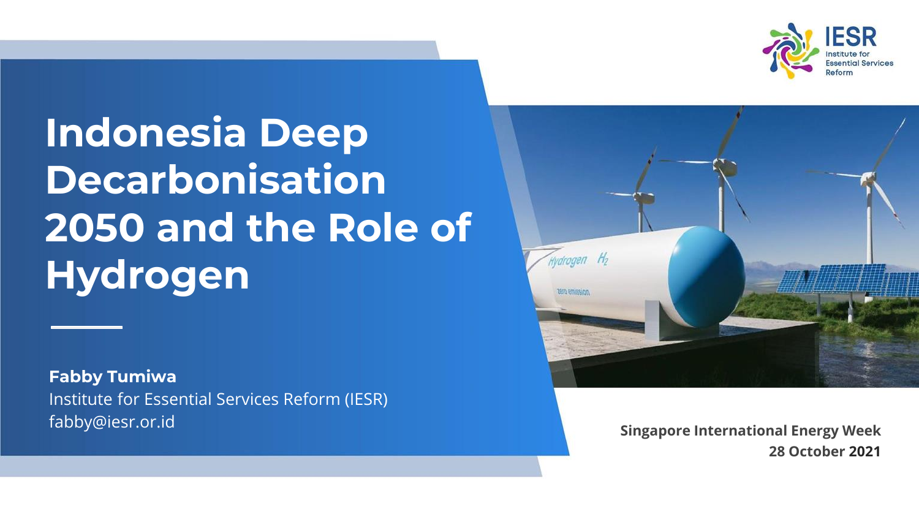# Indonesia Deep Decarbonisation 2050 and the Role of Hydrogen

**Fabby Tumiwa**
Institute for Essential Services Reform (IESR)
fabby@iesr.or.id

**Singapore International Energy Week**
**28 October 2021**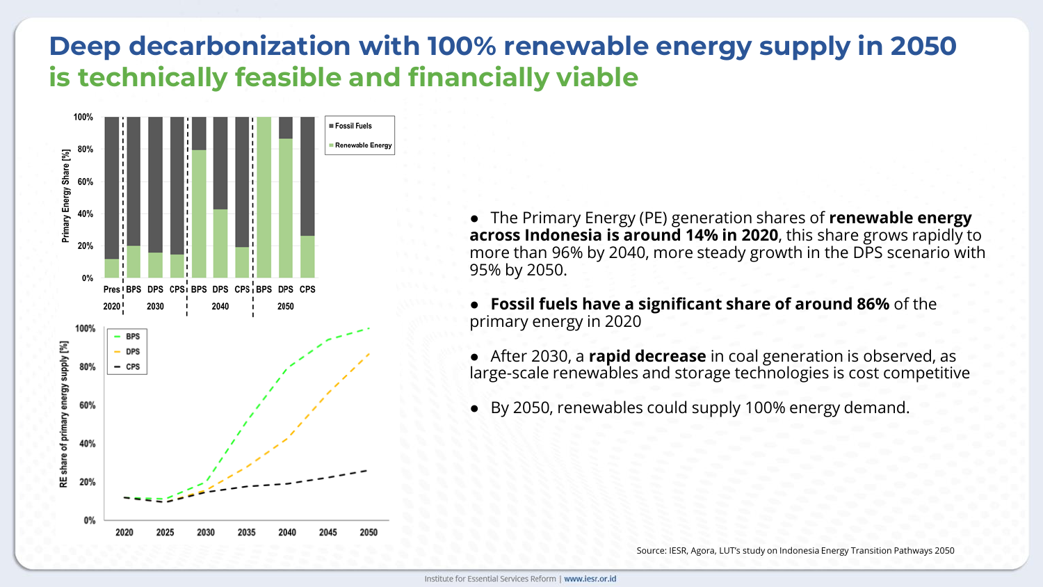# Deep decarbonization with 100% renewable energy supply in 2050 is technically feasible and financially viable

- The Primary Energy (PE) generation shares of **renewable energy across Indonesia is around 14% in 2020**, this share grows rapidly to more than 96% by 2040, more steady growth in the DPS scenario with 95% by 2050.
- **Fossil fuels have a significant share of around 86%** of the primary energy in 2020
- After 2030, a **rapid decrease** in coal generation is observed, as large-scale renewables and storage technologies is cost competitive
- By 2050, renewables could supply 100% energy demand.

Source: IESR, Agora, LUT's study on Indonesia Energy Transition Pathways 2050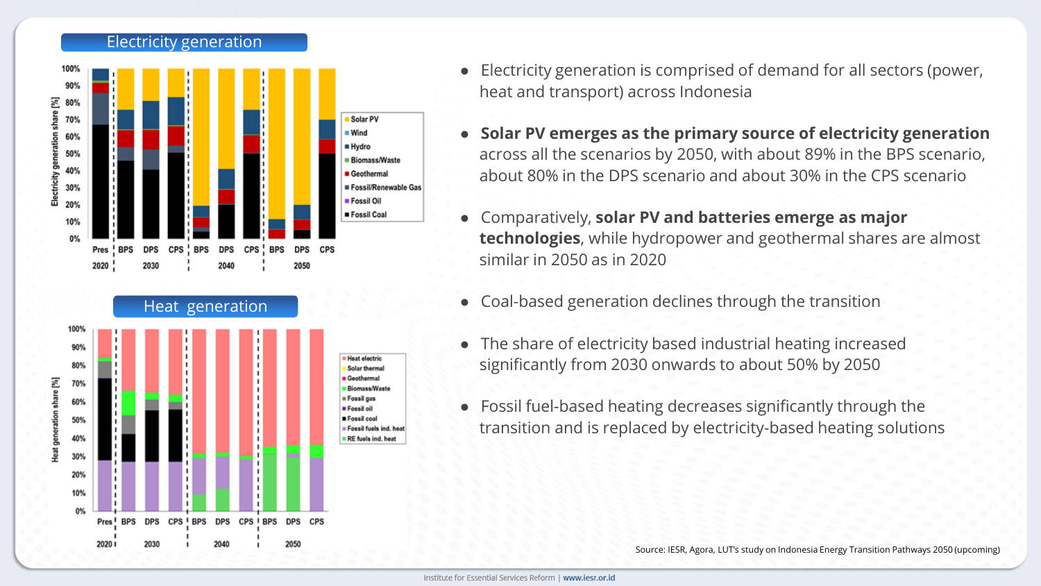## Electricity generation

## Heat generation

- Electricity generation is comprised of demand for all sectors (power, heat and transport) across Indonesia
- **Solar PV emerges as the primary source of electricity generation** across all the scenarios by 2050, with about 89% in the BPS scenario, about 80% in the DPS scenario and about 30% in the CPS scenario
- Comparatively, **solar PV and batteries emerge as major technologies**, while hydropower and geothermal shares are almost similar in 2050 as in 2020
- Coal-based generation declines through the transition
- The share of electricity based industrial heating increased significantly from 2030 onwards to about 50% by 2050
- Fossil fuel-based heating decreases significantly through the transition and is replaced by electricity-based heating solutions

Source: IESR, Agora, LUT's study on Indonesia Energy Transition Pathways 2050 (upcoming)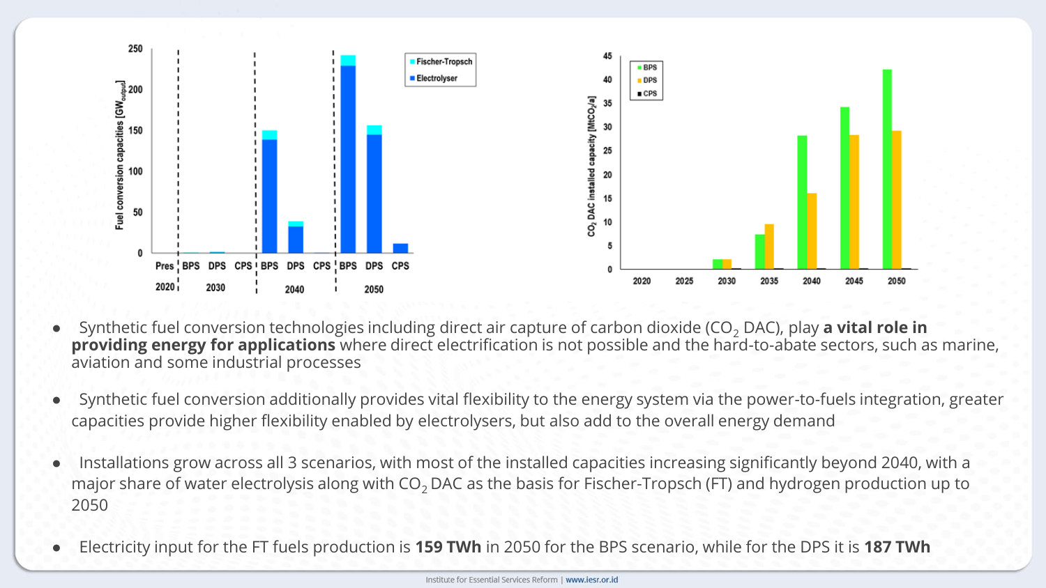- Synthetic fuel conversion technologies including direct air capture of carbon dioxide ($CO_2$ DAC), play **a vital role in providing energy for applications** where direct electrification is not possible and the hard-to-abate sectors, such as marine, aviation and some industrial processes

- Synthetic fuel conversion additionally provides vital flexibility to the energy system via the power-to-fuels integration, greater capacities provide higher flexibility enabled by electrolysers, but also add to the overall energy demand

- Installations grow across all 3 scenarios, with most of the installed capacities increasing significantly beyond 2040, with a major share of water electrolysis along with $CO_2$ DAC as the basis for Fischer-Tropsch (FT) and hydrogen production up to 2050

- Electricity input for the FT fuels production is **159 TWh** in 2050 for the BPS scenario, while for the DPS it is **187 TWh**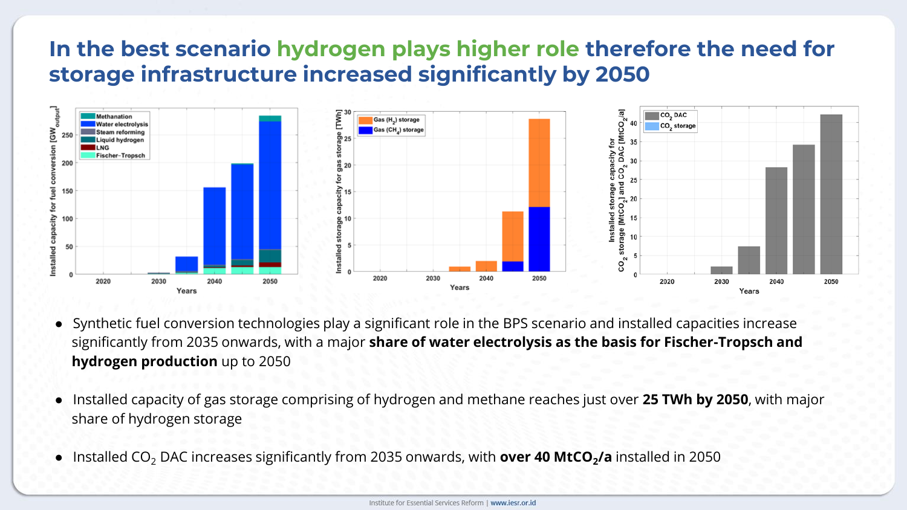# In the best scenario hydrogen plays higher role therefore the need for storage infrastructure increased significantly by 2050

- Synthetic fuel conversion technologies play a significant role in the BPS scenario and installed capacities increase significantly from 2035 onwards, with a major **share of water electrolysis as the basis for Fischer-Tropsch and hydrogen production** up to 2050

- Installed capacity of gas storage comprising of hydrogen and methane reaches just over **25 TWh by 2050**, with major share of hydrogen storage

- Installed $CO_2$ DAC increases significantly from 2035 onwards, with **over 40 $MtCO_2/a$** installed in 2050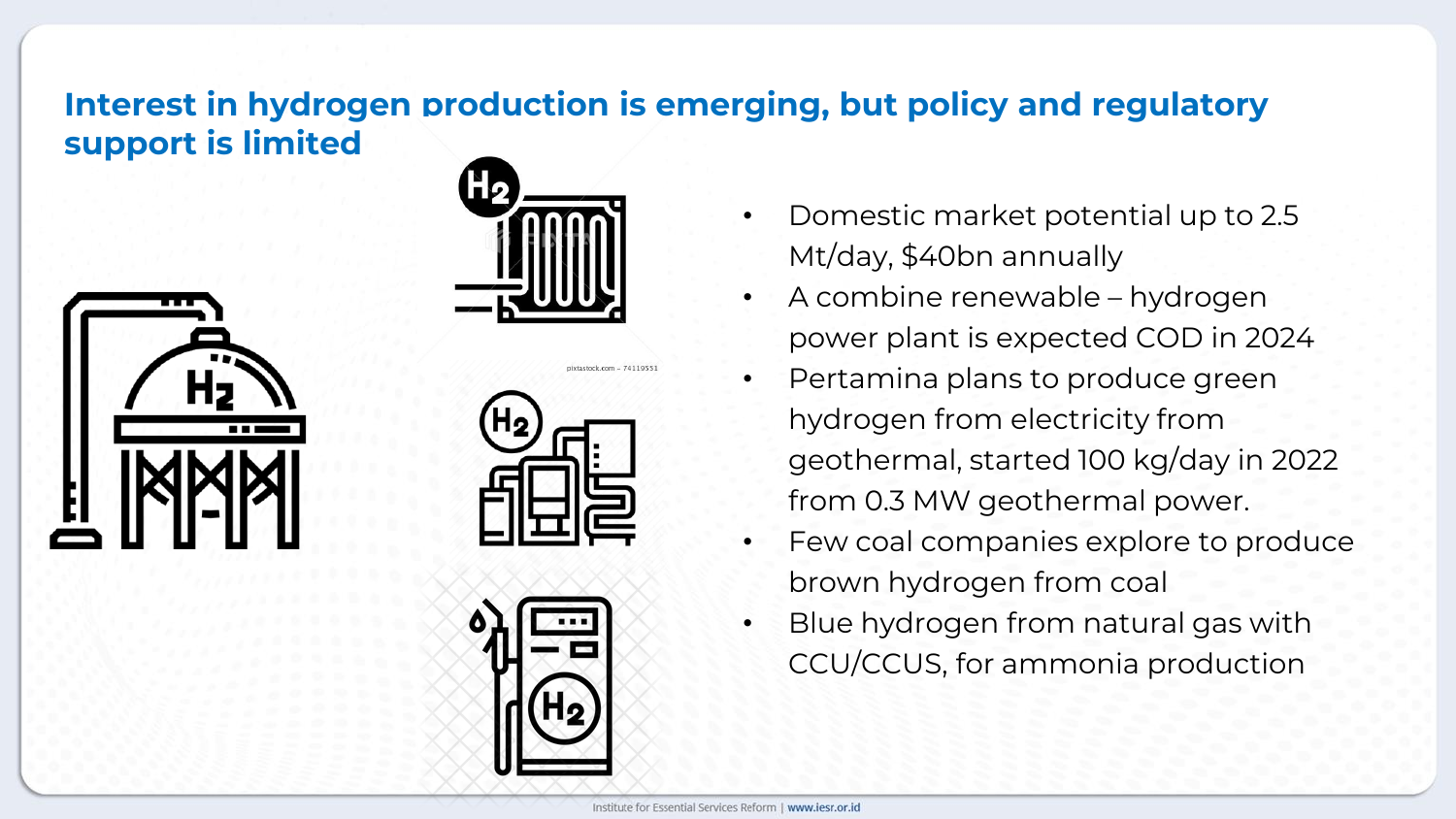## Interest in hydrogen production is emerging, but policy and regulatory support is limited

- Domestic market potential up to 2.5 Mt/day, $40bn annually
- A combine renewable – hydrogen power plant is expected COD in 2024
- Pertamina plans to produce green hydrogen from electricity from geothermal, started 100 kg/day in 2022 from 0.3 MW geothermal power.
- Few coal companies explore to produce brown hydrogen from coal
- Blue hydrogen from natural gas with CCU/CCUS, for ammonia production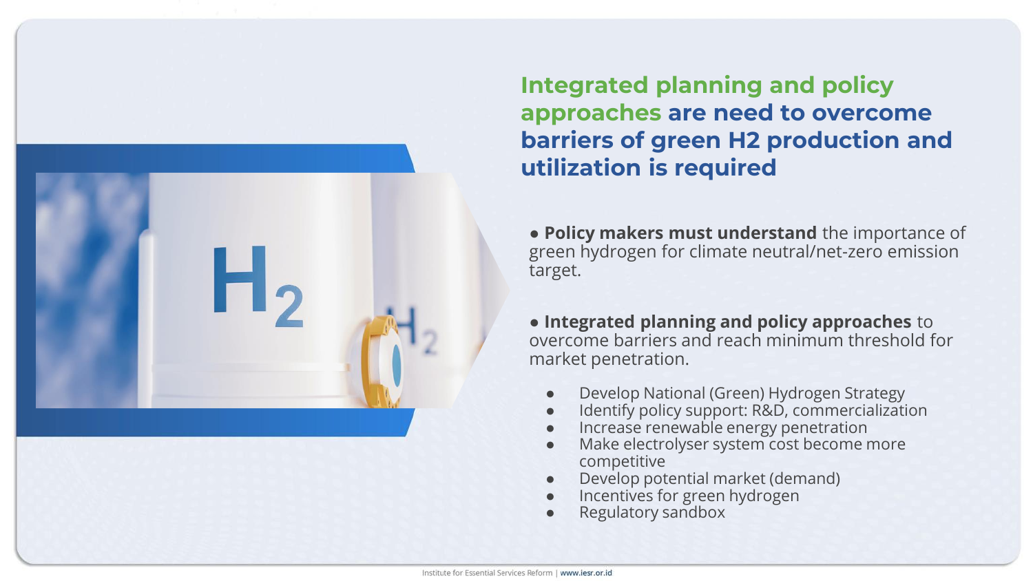# Integrated planning and policy approaches are need to overcome barriers of green H2 production and utilization is required

- **Policy makers must understand** the importance of green hydrogen for climate neutral/net-zero emission target.

- **Integrated planning and policy approaches** to overcome barriers and reach minimum threshold for market penetration.

  - Develop National (Green) Hydrogen Strategy
  - Identify policy support: R&D, commercialization
  - Increase renewable energy penetration
  - Make electrolyser system cost become more competitive
  - Develop potential market (demand)
  - Incentives for green hydrogen
  - Regulatory sandbox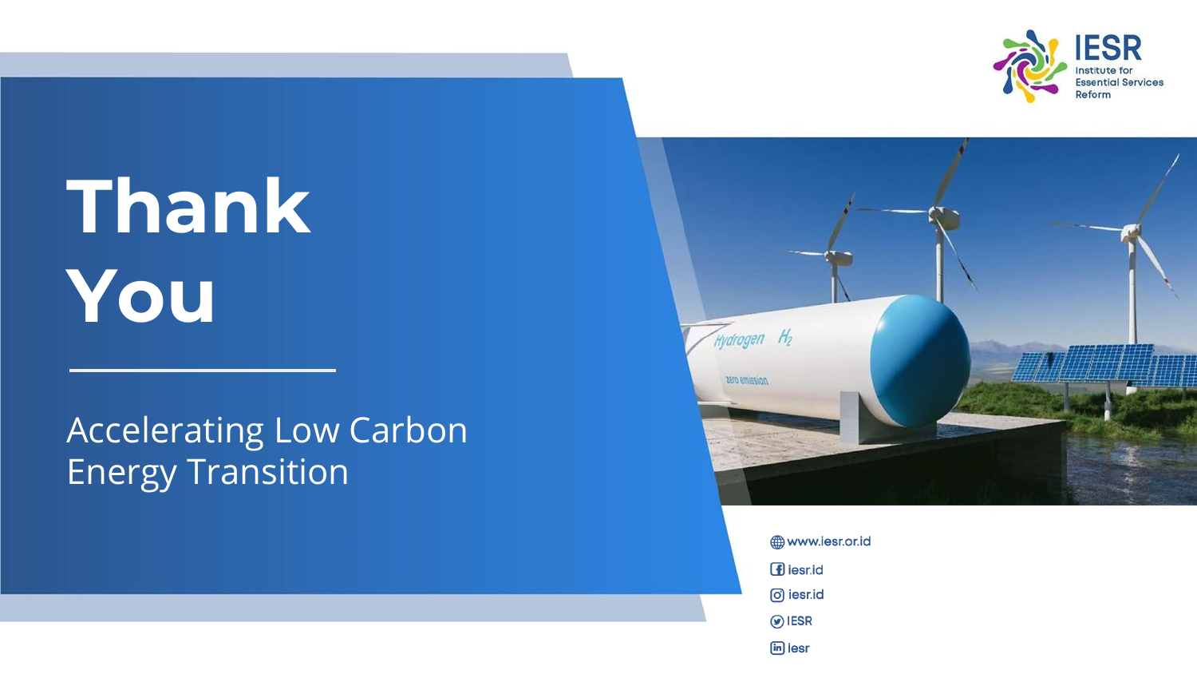# Thank You

Accelerating Low Carbon Energy Transition

www.iesr.or.id

iesr.id

iesr.id

IESR

iesr